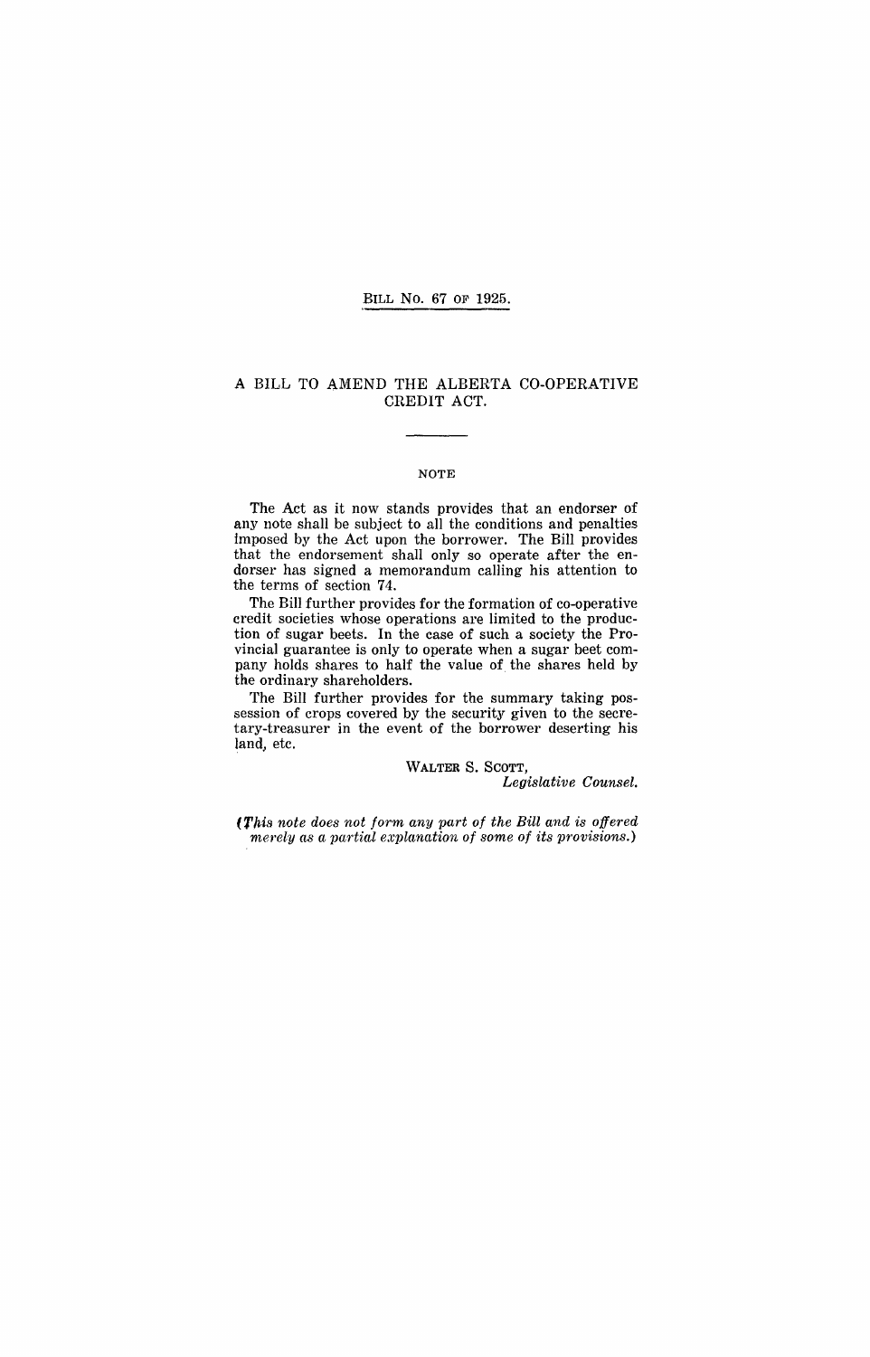BILL No. 67 OF 1925.

# A BILL TO AMEND THE ALBERTA CO-OPERATIVE CREDIT ACT.

NOTE

The Act as it now stands provides that an endorser of any note shall be subject to all the conditions and penalties imposed by the Act upon the borrower. The Bill provides that the endorsement shall only so operate after the endorser has signed a memorandum calling his attention to the terms of section 74.

The Bill further provides for the formation of co-operative credit societies whose operations are limited to the production of sugar beets. In the case of such a society the Provincial guarantee is only to operate when a sugar beet company holds shares to half the value of the shares held by the ordinary shareholders.

The Bill further provides for the summary taking possession of crops covered by the security given to the secretary-treasurer in the event of the borrower deserting his land, etc.

WALTER S. SCOTT,
*Legislative Counsel.*

*(This note does not form any part of the Bill and is offered merely as a partial explanation of some of its provisions.)*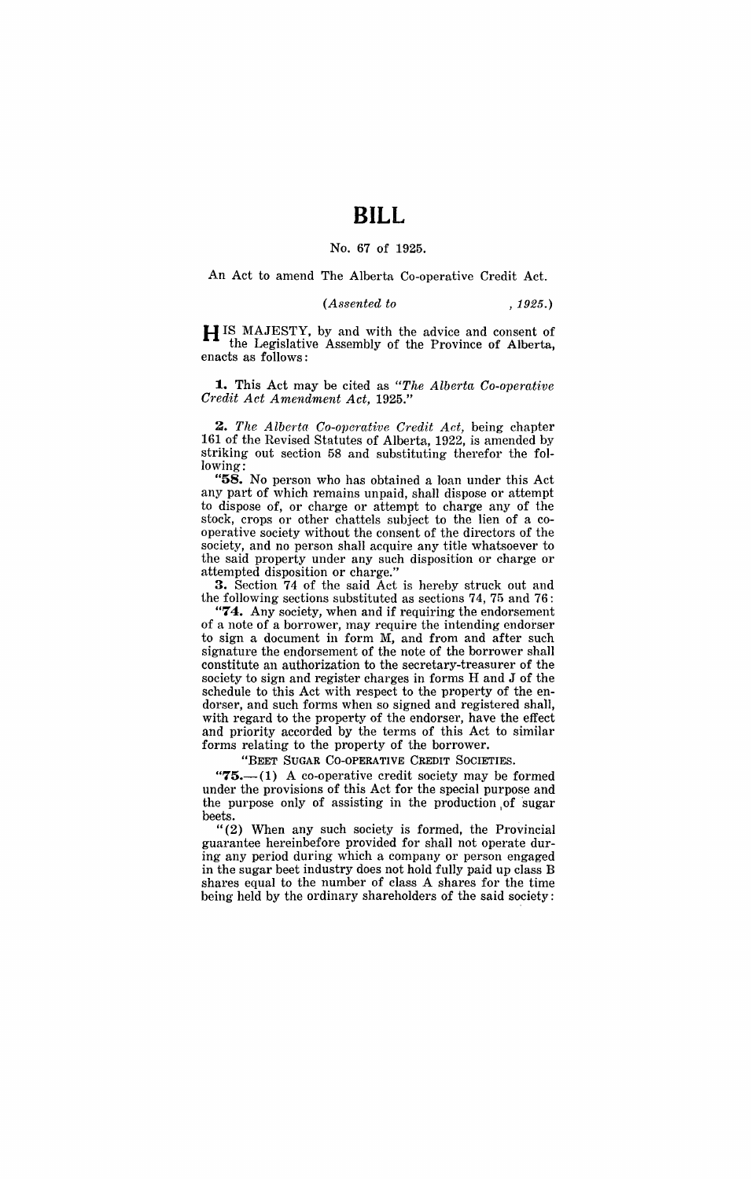# BILL

No. 67 of 1925.

An Act to amend The Alberta Co-operative Credit Act.

*(Assented to , 1925.)*

HIS MAJESTY, by and with the advice and consent of the Legislative Assembly of the Province of Alberta, enacts as follows:

**1.** This Act may be cited as *"The Alberta Co-operative Credit Act Amendment Act,* 1925."

**2.** *The Alberta Co-operative Credit Act,* being chapter 161 of the Revised Statutes of Alberta, 1922, is amended by striking out section 58 and substituting therefor the following:

"**58.** No person who has obtained a loan under this Act any part of which remains unpaid, shall dispose or attempt to dispose of, or charge or attempt to charge any of the stock, crops or other chattels subject to the lien of a co-operative society without the consent of the directors of the society, and no person shall acquire any title whatsoever to the said property under any such disposition or charge or attempted disposition or charge."

**3.** Section 74 of the said Act is hereby struck out and the following sections substituted as sections 74, 75 and 76:

"**74.** Any society, when and if requiring the endorsement of a note of a borrower, may require the intending endorser to sign a document in form M, and from and after such signature the endorsement of the note of the borrower shall constitute an authorization to the secretary-treasurer of the society to sign and register charges in forms H and J of the schedule to this Act with respect to the property of the endorser, and such forms when so signed and registered shall, with regard to the property of the endorser, have the effect and priority accorded by the terms of this Act to similar forms relating to the property of the borrower.

"BEET SUGAR CO-OPERATIVE CREDIT SOCIETIES.

"**75.**—(1) A co-operative credit society may be formed under the provisions of this Act for the special purpose and the purpose only of assisting in the production of sugar beets.

"(2) When any such society is formed, the Provincial guarantee hereinbefore provided for shall not operate during any period during which a company or person engaged in the sugar beet industry does not hold fully paid up class B shares equal to the number of class A shares for the time being held by the ordinary shareholders of the said society: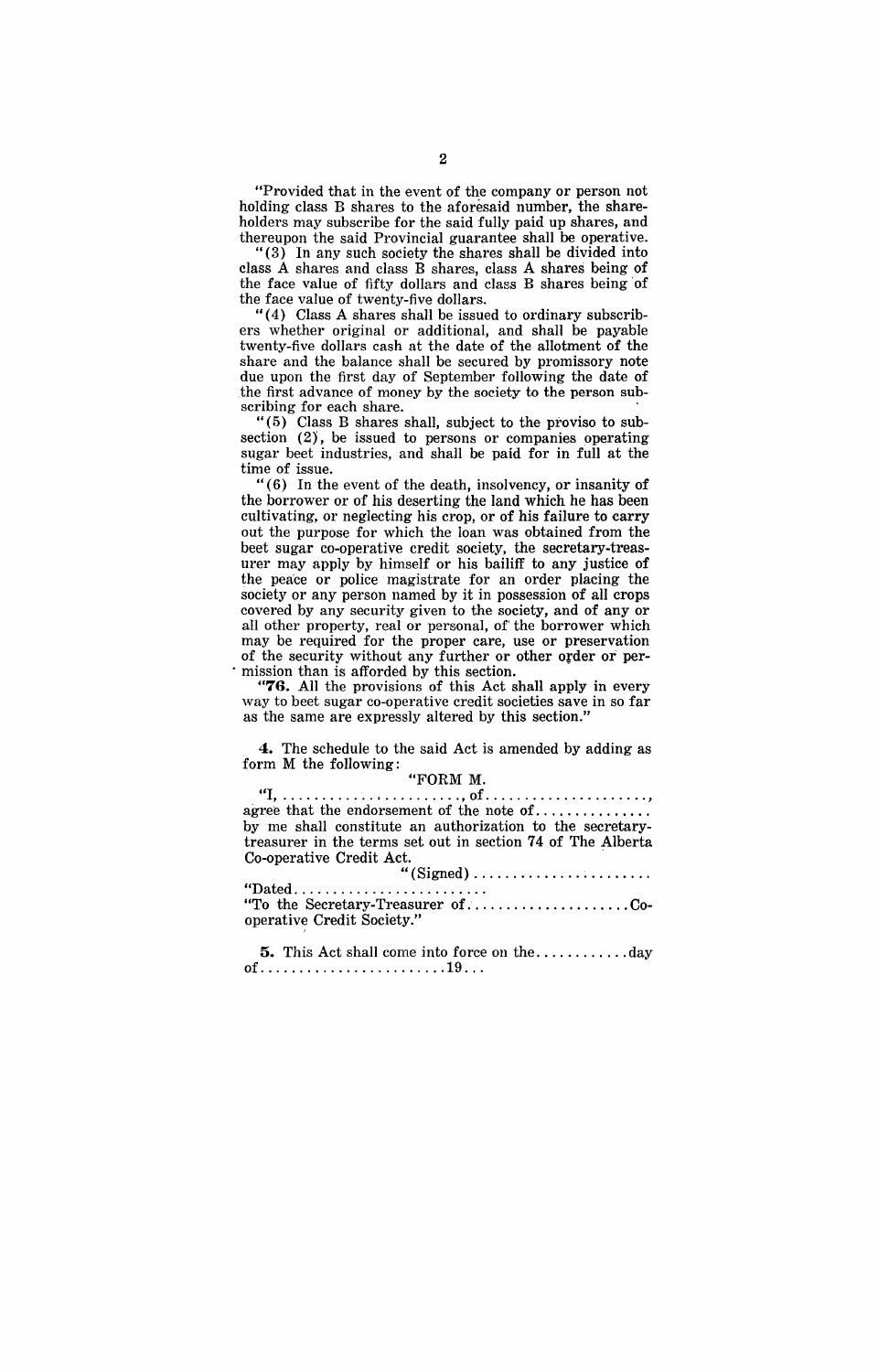"Provided that in the event of the company or person not holding class B shares to the aforesaid number, the shareholders may subscribe for the said fully paid up shares, and thereupon the said Provincial guarantee shall be operative.

"(3) In any such society the shares shall be divided into class A shares and class B shares, class A shares being of the face value of fifty dollars and class B shares being of the face value of twenty-five dollars.

"(4) Class A shares shall be issued to ordinary subscribers whether original or additional, and shall be payable twenty-five dollars cash at the date of the allotment of the share and the balance shall be secured by promissory note due upon the first day of September following the date of the first advance of money by the society to the person subscribing for each share.

"(5) Class B shares shall, subject to the proviso to subsection (2), be issued to persons or companies operating sugar beet industries, and shall be paid for in full at the time of issue.

"(6) In the event of the death, insolvency, or insanity of the borrower or of his deserting the land which he has been cultivating, or neglecting his crop, or of his failure to carry out the purpose for which the loan was obtained from the beet sugar co-operative credit society, the secretary-treasurer may apply by himself or his bailiff to any justice of the peace or police magistrate for an order placing the society or any person named by it in possession of all crops covered by any security given to the society, and of any or all other property, real or personal, of the borrower which may be required for the proper care, use or preservation of the security without any further or other order or permission than is afforded by this section.

"**76.** All the provisions of this Act shall apply in every way to beet sugar co-operative credit societies save in so far as the same are expressly altered by this section."

**4.** The schedule to the said Act is amended by adding as form M the following:

"FORM M.

"I, ........................, of....................., agree that the endorsement of the note of............... by me shall constitute an authorization to the secretary-treasurer in the terms set out in section 74 of The Alberta Co-operative Credit Act.

"(Signed).......................

"Dated.........................

"To the Secretary-Treasurer of.....................Co-operative Credit Society."

**5.** This Act shall come into force on the............day of........................19...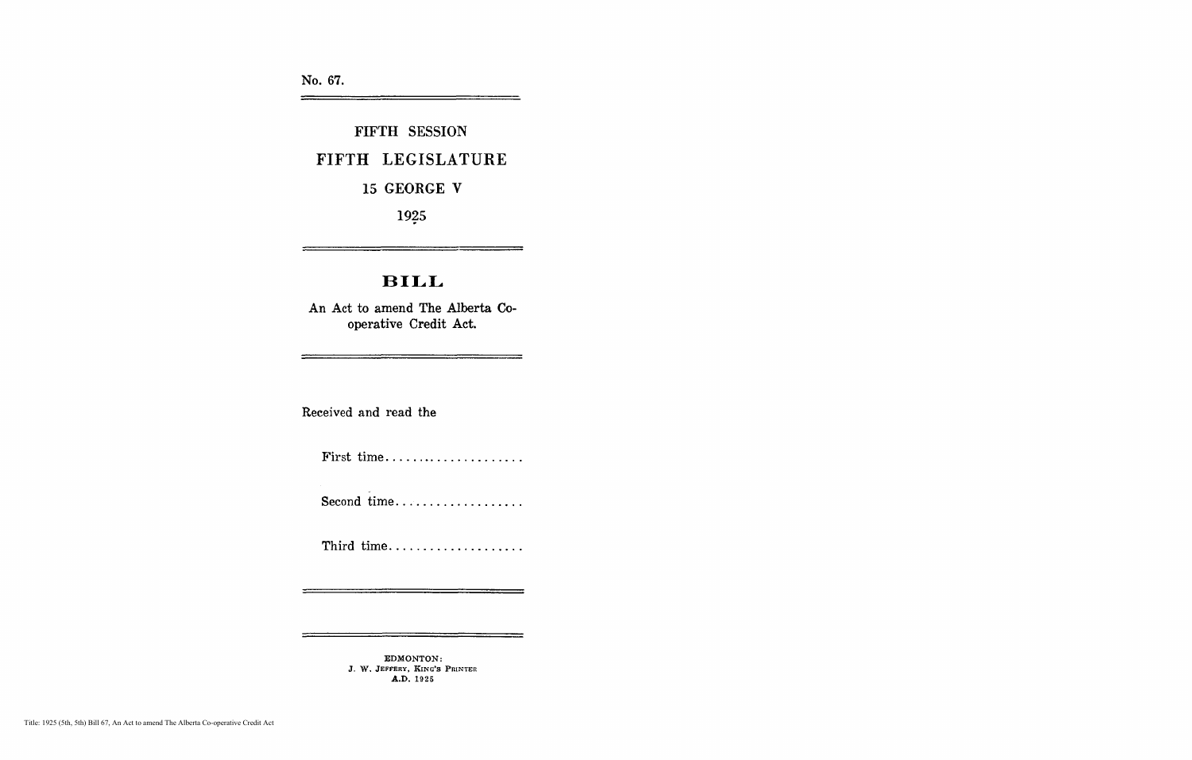No. 67.

FIFTH SESSION

FIFTH LEGISLATURE

15 GEORGE V

1925

# BILL

An Act to amend The Alberta Co-operative Credit Act.

Received and read the

First time....................

Second time..................

Third time...................

EDMONTON:
J. W. JEFFERY, KING'S PRINTER
A.D. 1925

Title: 1925 (5th, 5th) Bill 67, An Act to amend The Alberta Co-operative Credit Act